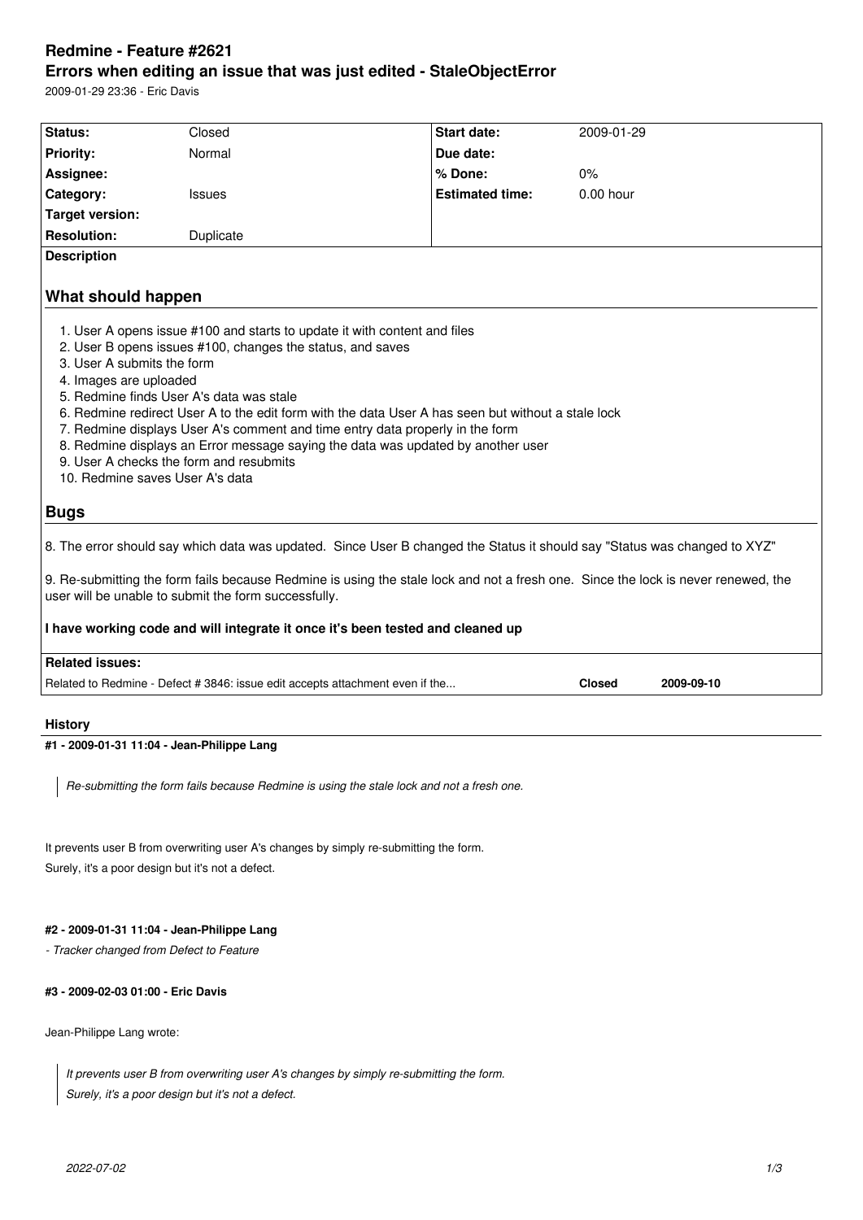# Redmine - Feature #2621

# Errors when editing an issue that was just edited - StaleObjectError

2009-01-29 23:36 - Eric Davis

| Status: | Closed | Start date: | 2009-01-29 |
|---|---|---|---|
| Priority: | Normal | Due date: | |
| Assignee: | | % Done: | 0% |
| Category: | Issues | Estimated time: | 0.00 hour |
| Target version: | | | |
| Resolution: | Duplicate | | |

**Description**

## What should happen

1. User A opens issue #100 and starts to update it with content and files
2. User B opens issues #100, changes the status, and saves
3. User A submits the form
4. Images are uploaded
5. Redmine finds User A's data was stale
6. Redmine redirect User A to the edit form with the data User A has seen but without a stale lock
7. Redmine displays User A's comment and time entry data properly in the form
8. Redmine displays an Error message saying the data was updated by another user
9. User A checks the form and resubmits
10. Redmine saves User A's data

## Bugs

8. The error should say which data was updated. Since User B changed the Status it should say "Status was changed to XYZ"

9. Re-submitting the form fails because Redmine is using the stale lock and not a fresh one. Since the lock is never renewed, the user will be unable to submit the form successfully.

**I have working code and will integrate it once it's been tested and cleaned up**

**Related issues:**

| | | |
|---|---|---|
| Related to Redmine - Defect # 3846: issue edit accepts attachment even if the... | **Closed** | **2009-09-10** |

## History

#### #1 - 2009-01-31 11:04 - Jean-Philippe Lang

> *Re-submitting the form fails because Redmine is using the stale lock and not a fresh one.*

It prevents user B from overwriting user A's changes by simply re-submitting the form.
Surely, it's a poor design but it's not a defect.

#### #2 - 2009-01-31 11:04 - Jean-Philippe Lang

*- Tracker changed from Defect to Feature*

#### #3 - 2009-02-03 01:00 - Eric Davis

Jean-Philippe Lang wrote:

> *It prevents user B from overwriting user A's changes by simply re-submitting the form.*
> *Surely, it's a poor design but it's not a defect.*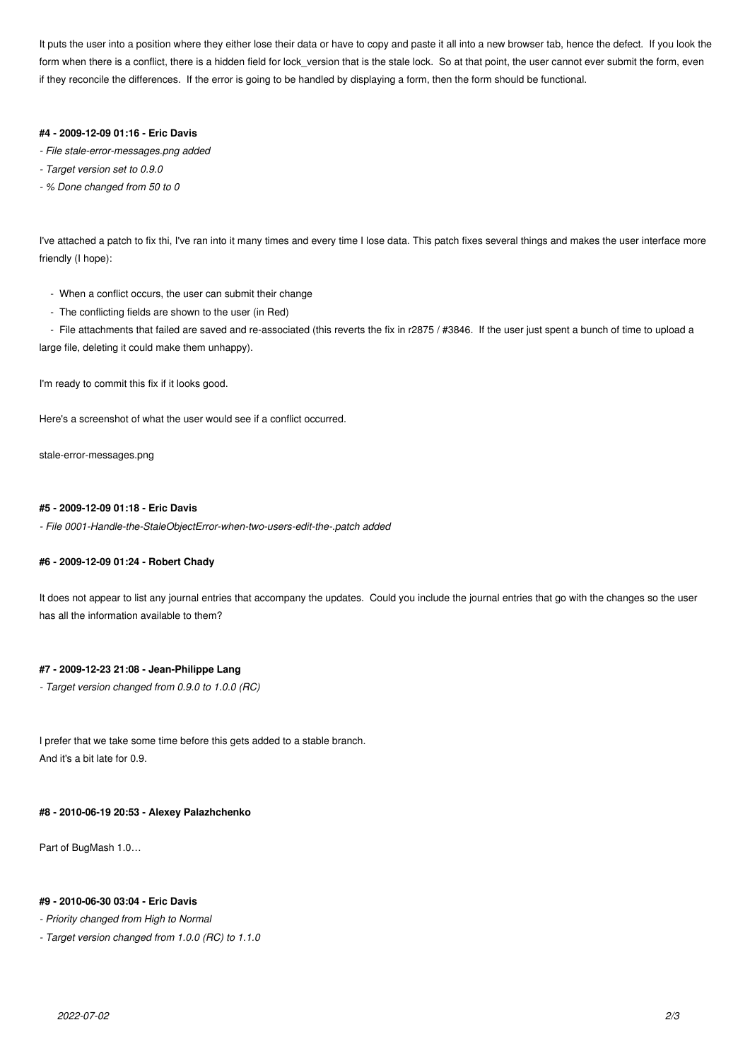It puts the user into a position where they either lose their data or have to copy and paste it all into a new browser tab, hence the defect. If you look the form when there is a conflict, there is a hidden field for lock_version that is the stale lock. So at that point, the user cannot ever submit the form, even if they reconcile the differences. If the error is going to be handled by displaying a form, then the form should be functional.

#### #4 - 2009-12-09 01:16 - Eric Davis

- *File stale-error-messages.png added*
- *Target version set to 0.9.0*
- *% Done changed from 50 to 0*

I've attached a patch to fix thi, I've ran into it many times and every time I lose data. This patch fixes several things and makes the user interface more friendly (I hope):

- When a conflict occurs, the user can submit their change
- The conflicting fields are shown to the user (in Red)
- File attachments that failed are saved and re-associated (this reverts the fix in r2875 / #3846. If the user just spent a bunch of time to upload a large file, deleting it could make them unhappy).

I'm ready to commit this fix if it looks good.

Here's a screenshot of what the user would see if a conflict occurred.

stale-error-messages.png

#### #5 - 2009-12-09 01:18 - Eric Davis

- *File 0001-Handle-the-StaleObjectError-when-two-users-edit-the-.patch added*

#### #6 - 2009-12-09 01:24 - Robert Chady

It does not appear to list any journal entries that accompany the updates. Could you include the journal entries that go with the changes so the user has all the information available to them?

#### #7 - 2009-12-23 21:08 - Jean-Philippe Lang

- *Target version changed from 0.9.0 to 1.0.0 (RC)*

I prefer that we take some time before this gets added to a stable branch.
And it's a bit late for 0.9.

#### #8 - 2010-06-19 20:53 - Alexey Palazhchenko

Part of BugMash 1.0…

#### #9 - 2010-06-30 03:04 - Eric Davis

- *Priority changed from High to Normal*
- *Target version changed from 1.0.0 (RC) to 1.1.0*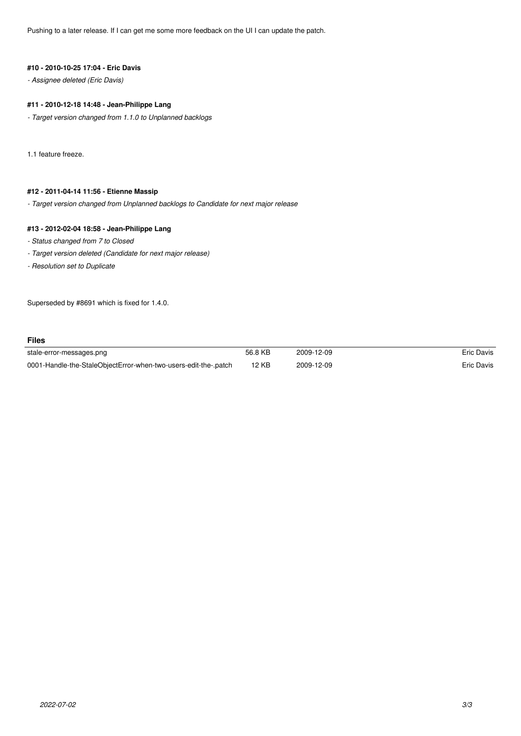Pushing to a later release. If I can get me some more feedback on the UI I can update the patch.

#### #10 - 2010-10-25 17:04 - Eric Davis

- *Assignee deleted (Eric Davis)*

#### #11 - 2010-12-18 14:48 - Jean-Philippe Lang

- *Target version changed from 1.1.0 to Unplanned backlogs*

1.1 feature freeze.

#### #12 - 2011-04-14 11:56 - Etienne Massip

- *Target version changed from Unplanned backlogs to Candidate for next major release*

#### #13 - 2012-02-04 18:58 - Jean-Philippe Lang

- *Status changed from 7 to Closed*
- *Target version deleted (Candidate for next major release)*
- *Resolution set to Duplicate*

Superseded by #8691 which is fixed for 1.4.0.

### Files

| | | | |
|---|---|---|---|
| stale-error-messages.png | 56.8 KB | 2009-12-09 | Eric Davis |
| 0001-Handle-the-StaleObjectError-when-two-users-edit-the-.patch | 12 KB | 2009-12-09 | Eric Davis |